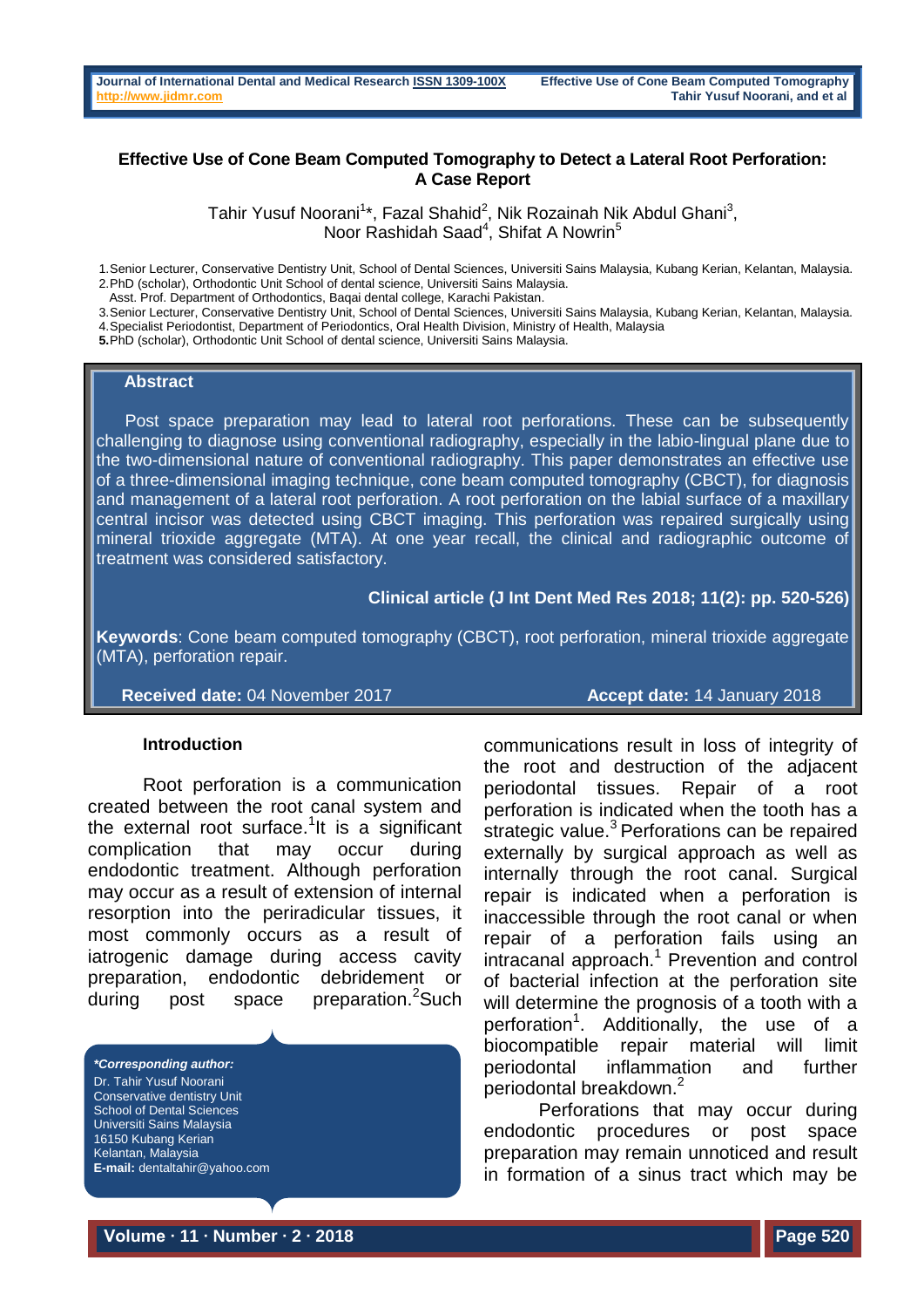# Effective Use of Cone Beam Computed Tomography to Detect a Lateral Root Perforation: A Case Report

Tahir Yusuf Noorani[1]*, Fazal Shahid[2], Nik Rozainah Nik Abdul Ghani[3], Noor Rashidah Saad[4], Shifat A Nowrin[5]

1.Senior Lecturer, Conservative Dentistry Unit, School of Dental Sciences, Universiti Sains Malaysia, Kubang Kerian, Kelantan, Malaysia.
2.PhD (scholar), Orthodontic Unit School of dental science, Universiti Sains Malaysia.
Asst. Prof. Department of Orthodontics, Baqai dental college, Karachi Pakistan.
3.Senior Lecturer, Conservative Dentistry Unit, School of Dental Sciences, Universiti Sains Malaysia, Kubang Kerian, Kelantan, Malaysia.
4.Specialist Periodontist, Department of Periodontics, Oral Health Division, Ministry of Health, Malaysia
**5.**PhD (scholar), Orthodontic Unit School of dental science, Universiti Sains Malaysia.

## Abstract

Post space preparation may lead to lateral root perforations. These can be subsequently challenging to diagnose using conventional radiography, especially in the labio-lingual plane due to the two-dimensional nature of conventional radiography. This paper demonstrates an effective use of a three-dimensional imaging technique, cone beam computed tomography (CBCT), for diagnosis and management of a lateral root perforation. A root perforation on the labial surface of a maxillary central incisor was detected using CBCT imaging. This perforation was repaired surgically using mineral trioxide aggregate (MTA). At one year recall, the clinical and radiographic outcome of treatment was considered satisfactory.

**Clinical article (J Int Dent Med Res 2018; 11(2): pp. 520-526)**

**Keywords**: Cone beam computed tomography (CBCT), root perforation, mineral trioxide aggregate (MTA), perforation repair.

**Received date:** 04 November 2017 **Accept date:** 14 January 2018

## Introduction

Root perforation is a communication created between the root canal system and the external root surface.[1] It is a significant complication that may occur during endodontic treatment. Although perforation may occur as a result of extension of internal resorption into the periradicular tissues, it most commonly occurs as a result of iatrogenic damage during access cavity preparation, endodontic debridement or during post space preparation.[2] Such communications result in loss of integrity of the root and destruction of the adjacent periodontal tissues. Repair of a root perforation is indicated when the tooth has a strategic value.[3] Perforations can be repaired externally by surgical approach as well as internally through the root canal. Surgical repair is indicated when a perforation is inaccessible through the root canal or when repair of a perforation fails using an intracanal approach.[1] Prevention and control of bacterial infection at the perforation site will determine the prognosis of a tooth with a perforation[1]. Additionally, the use of a biocompatible repair material will limit periodontal inflammation and further periodontal breakdown.[2]

Perforations that may occur during endodontic procedures or post space preparation may remain unnoticed and result in formation of a sinus tract which may be

***Corresponding author:**
Dr. Tahir Yusuf Noorani
Conservative dentistry Unit
School of Dental Sciences
Universiti Sains Malaysia
16150 Kubang Kerian
Kelantan, Malaysia
**E-mail:** dentaltahir@yahoo.com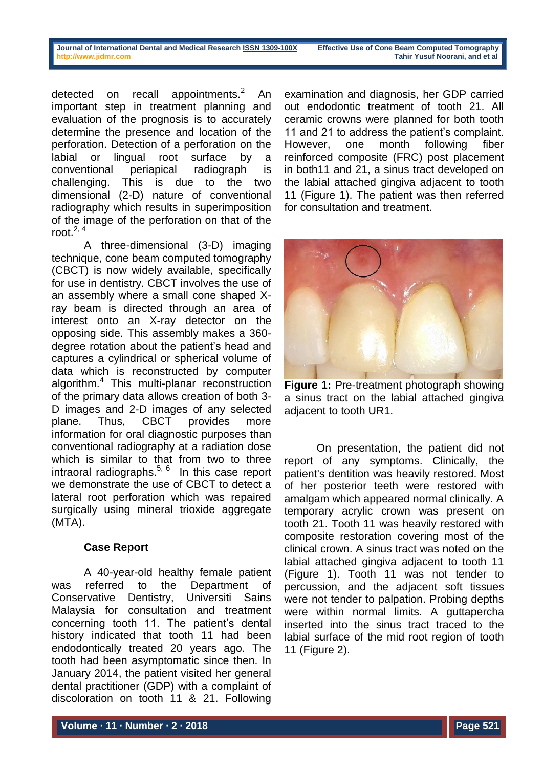detected on recall appointments.[2] An important step in treatment planning and evaluation of the prognosis is to accurately determine the presence and location of the perforation. Detection of a perforation on the labial or lingual root surface by a conventional periapical radiograph is challenging. This is due to the two dimensional (2-D) nature of conventional radiography which results in superimposition of the image of the perforation on that of the root.[2, 4]

A three-dimensional (3-D) imaging technique, cone beam computed tomography (CBCT) is now widely available, specifically for use in dentistry. CBCT involves the use of an assembly where a small cone shaped X-ray beam is directed through an area of interest onto an X-ray detector on the opposing side. This assembly makes a 360-degree rotation about the patient's head and captures a cylindrical or spherical volume of data which is reconstructed by computer algorithm.[4] This multi-planar reconstruction of the primary data allows creation of both 3-D images and 2-D images of any selected plane. Thus, CBCT provides more information for oral diagnostic purposes than conventional radiography at a radiation dose which is similar to that from two to three intraoral radiographs.[5, 6] In this case report we demonstrate the use of CBCT to detect a lateral root perforation which was repaired surgically using mineral trioxide aggregate (MTA).

## Case Report

A 40-year-old healthy female patient was referred to the Department of Conservative Dentistry, Universiti Sains Malaysia for consultation and treatment concerning tooth 11. The patient's dental history indicated that tooth 11 had been endodontically treated 20 years ago. The tooth had been asymptomatic since then. In January 2014, the patient visited her general dental practitioner (GDP) with a complaint of discoloration on tooth 11 & 21. Following examination and diagnosis, her GDP carried out endodontic treatment of tooth 21. All ceramic crowns were planned for both tooth 11 and 21 to address the patient's complaint. However, one month following fiber reinforced composite (FRC) post placement in both11 and 21, a sinus tract developed on the labial attached gingiva adjacent to tooth 11 (Figure 1). The patient was then referred for consultation and treatment.

**Figure 1:** Pre-treatment photograph showing a sinus tract on the labial attached gingiva adjacent to tooth UR1.

On presentation, the patient did not report of any symptoms. Clinically, the patient's dentition was heavily restored. Most of her posterior teeth were restored with amalgam which appeared normal clinically. A temporary acrylic crown was present on tooth 21. Tooth 11 was heavily restored with composite restoration covering most of the clinical crown. A sinus tract was noted on the labial attached gingiva adjacent to tooth 11 (Figure 1). Tooth 11 was not tender to percussion, and the adjacent soft tissues were not tender to palpation. Probing depths were within normal limits. A guttapercha inserted into the sinus tract traced to the labial surface of the mid root region of tooth 11 (Figure 2).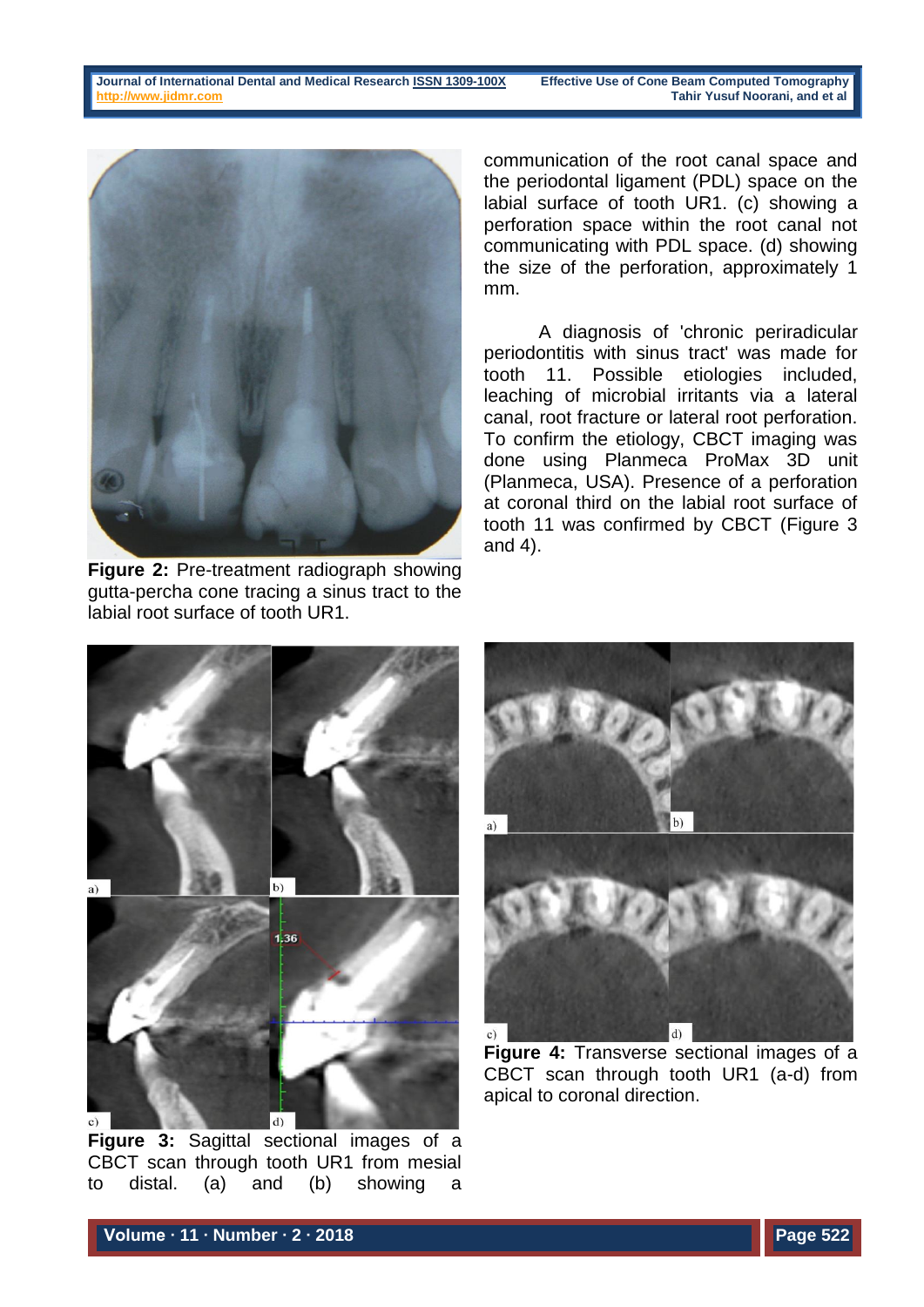**Figure 2:** Pre-treatment radiograph showing gutta-percha cone tracing a sinus tract to the labial root surface of tooth UR1.

**Figure 3:** Sagittal sectional images of a CBCT scan through tooth UR1 from mesial to distal. (a) and (b) showing a communication of the root canal space and the periodontal ligament (PDL) space on the labial surface of tooth UR1. (c) showing a perforation space within the root canal not communicating with PDL space. (d) showing the size of the perforation, approximately 1 mm.

A diagnosis of 'chronic periradicular periodontitis with sinus tract' was made for tooth 11. Possible etiologies included, leaching of microbial irritants via a lateral canal, root fracture or lateral root perforation. To confirm the etiology, CBCT imaging was done using Planmeca ProMax 3D unit (Planmeca, USA). Presence of a perforation at coronal third on the labial root surface of tooth 11 was confirmed by CBCT (Figure 3 and 4).

**Figure 4:** Transverse sectional images of a CBCT scan through tooth UR1 (a-d) from apical to coronal direction.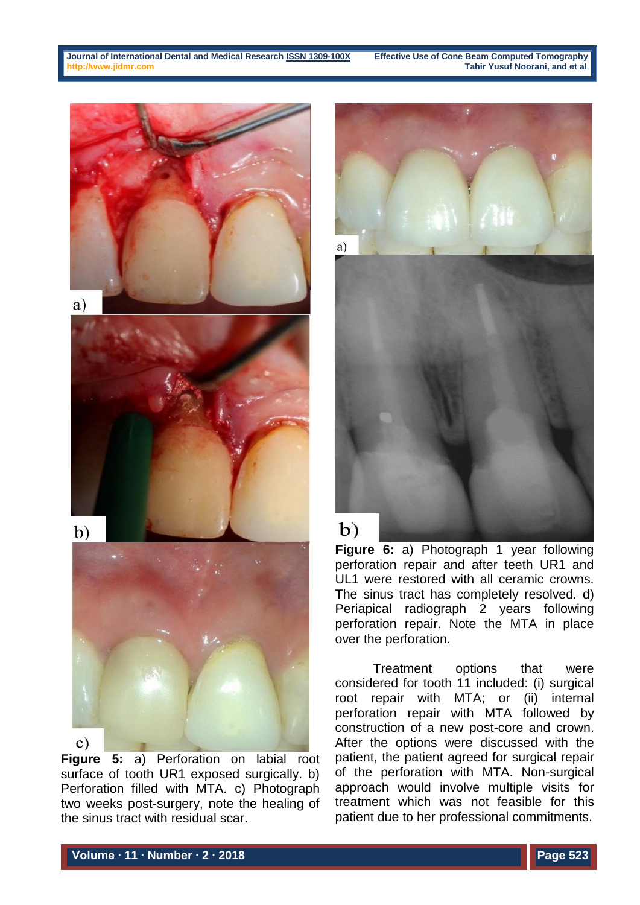a)

b)

c)

**Figure 5:** a) Perforation on labial root surface of tooth UR1 exposed surgically. b) Perforation filled with MTA. c) Photograph two weeks post-surgery, note the healing of the sinus tract with residual scar.

a)

b)

**Figure 6:** a) Photograph 1 year following perforation repair and after teeth UR1 and UL1 were restored with all ceramic crowns. The sinus tract has completely resolved. d) Periapical radiograph 2 years following perforation repair. Note the MTA in place over the perforation.

Treatment options that were considered for tooth 11 included: (i) surgical root repair with MTA; or (ii) internal perforation repair with MTA followed by construction of a new post-core and crown. After the options were discussed with the patient, the patient agreed for surgical repair of the perforation with MTA. Non-surgical approach would involve multiple visits for treatment which was not feasible for this patient due to her professional commitments.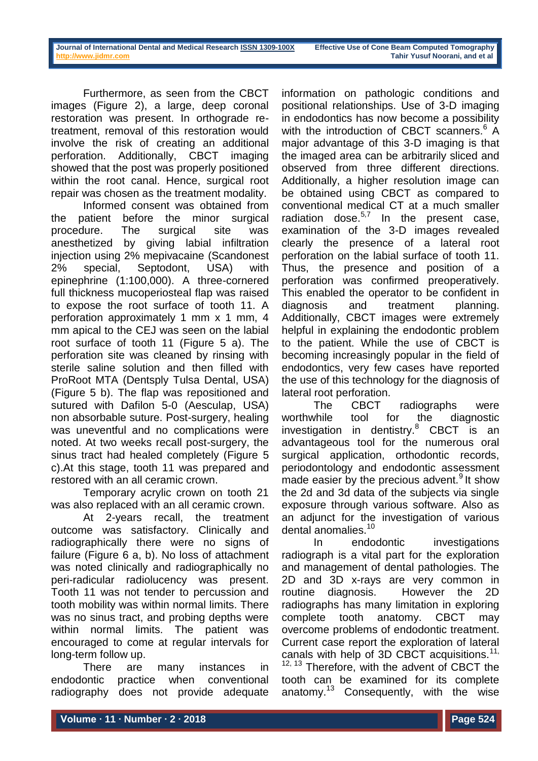Furthermore, as seen from the CBCT images (Figure 2), a large, deep coronal restoration was present. In orthograde re-treatment, removal of this restoration would involve the risk of creating an additional perforation. Additionally, CBCT imaging showed that the post was properly positioned within the root canal. Hence, surgical root repair was chosen as the treatment modality.

Informed consent was obtained from the patient before the minor surgical procedure. The surgical site was anesthetized by giving labial infiltration injection using 2% mepivacaine (Scandonest 2% special, Septodont, USA) with epinephrine (1:100,000). A three-cornered full thickness mucoperiosteal flap was raised to expose the root surface of tooth 11. A perforation approximately 1 mm x 1 mm, 4 mm apical to the CEJ was seen on the labial root surface of tooth 11 (Figure 5 a). The perforation site was cleaned by rinsing with sterile saline solution and then filled with ProRoot MTA (Dentsply Tulsa Dental, USA) (Figure 5 b). The flap was repositioned and sutured with Dafilon 5-0 (Aesculap, USA) non absorbable suture. Post-surgery, healing was uneventful and no complications were noted. At two weeks recall post-surgery, the sinus tract had healed completely (Figure 5 c).At this stage, tooth 11 was prepared and restored with an all ceramic crown.

Temporary acrylic crown on tooth 21 was also replaced with an all ceramic crown.

At 2-years recall, the treatment outcome was satisfactory. Clinically and radiographically there were no signs of failure (Figure 6 a, b). No loss of attachment was noted clinically and radiographically no peri-radicular radiolucency was present. Tooth 11 was not tender to percussion and tooth mobility was within normal limits. There was no sinus tract, and probing depths were within normal limits. The patient was encouraged to come at regular intervals for long-term follow up.

There are many instances in endodontic practice when conventional radiography does not provide adequate information on pathologic conditions and positional relationships. Use of 3-D imaging in endodontics has now become a possibility with the introduction of CBCT scanners.[6] A major advantage of this 3-D imaging is that the imaged area can be arbitrarily sliced and observed from three different directions. Additionally, a higher resolution image can be obtained using CBCT as compared to conventional medical CT at a much smaller radiation dose.[5,7] In the present case, examination of the 3-D images revealed clearly the presence of a lateral root perforation on the labial surface of tooth 11. Thus, the presence and position of a perforation was confirmed preoperatively. This enabled the operator to be confident in diagnosis and treatment planning. Additionally, CBCT images were extremely helpful in explaining the endodontic problem to the patient. While the use of CBCT is becoming increasingly popular in the field of endodontics, very few cases have reported the use of this technology for the diagnosis of lateral root perforation.

The CBCT radiographs were worthwhile tool for the diagnostic investigation in dentistry.[8] CBCT is an advantageous tool for the numerous oral surgical application, orthodontic records, periodontology and endodontic assessment made easier by the precious advent.[9] It show the 2d and 3d data of the subjects via single exposure through various software. Also as an adjunct for the investigation of various dental anomalies.[10]

In endodontic investigations radiograph is a vital part for the exploration and management of dental pathologies. The 2D and 3D x-rays are very common in routine diagnosis. However the 2D radiographs has many limitation in exploring complete tooth anatomy. CBCT may overcome problems of endodontic treatment. Current case report the exploration of lateral canals with help of 3D CBCT acquisitions.[11, 12, 13] Therefore, with the advent of CBCT the tooth can be examined for its complete anatomy.[13] Consequently, with the wise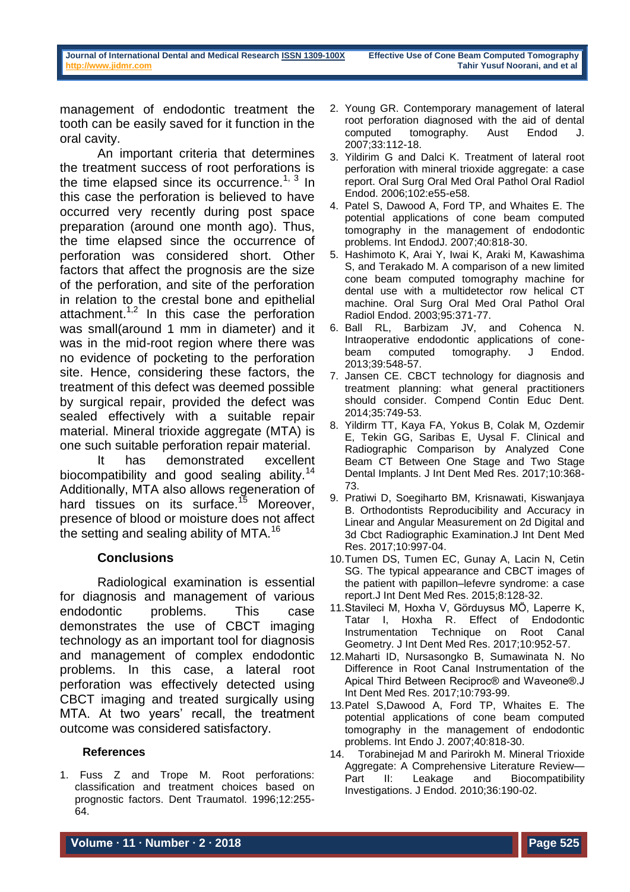management of endodontic treatment the tooth can be easily saved for it function in the oral cavity.

An important criteria that determines the treatment success of root perforations is the time elapsed since its occurrence.[1, 3] In this case the perforation is believed to have occurred very recently during post space preparation (around one month ago). Thus, the time elapsed since the occurrence of perforation was considered short. Other factors that affect the prognosis are the size of the perforation, and site of the perforation in relation to the crestal bone and epithelial attachment.[1,2] In this case the perforation was small(around 1 mm in diameter) and it was in the mid-root region where there was no evidence of pocketing to the perforation site. Hence, considering these factors, the treatment of this defect was deemed possible by surgical repair, provided the defect was sealed effectively with a suitable repair material. Mineral trioxide aggregate (MTA) is one such suitable perforation repair material.

It has demonstrated excellent biocompatibility and good sealing ability.[14] Additionally, MTA also allows regeneration of hard tissues on its surface.[15] Moreover, presence of blood or moisture does not affect the setting and sealing ability of MTA.[16]

## Conclusions

Radiological examination is essential for diagnosis and management of various endodontic problems. This case demonstrates the use of CBCT imaging technology as an important tool for diagnosis and management of complex endodontic problems. In this case, a lateral root perforation was effectively detected using CBCT imaging and treated surgically using MTA. At two years' recall, the treatment outcome was considered satisfactory.

## References

1. Fuss Z and Trope M. Root perforations: classification and treatment choices based on prognostic factors. Dent Traumatol. 1996;12:255-64.
2. Young GR. Contemporary management of lateral root perforation diagnosed with the aid of dental computed tomography. Aust Endod J. 2007;33:112-18.
3. Yildirim G and Dalci K. Treatment of lateral root perforation with mineral trioxide aggregate: a case report. Oral Surg Oral Med Oral Pathol Oral Radiol Endod. 2006;102:e55-e58.
4. Patel S, Dawood A, Ford TP, and Whaites E. The potential applications of cone beam computed tomography in the management of endodontic problems. Int EndodJ. 2007;40:818-30.
5. Hashimoto K, Arai Y, Iwai K, Araki M, Kawashima S, and Terakado M. A comparison of a new limited cone beam computed tomography machine for dental use with a multidetector row helical CT machine. Oral Surg Oral Med Oral Pathol Oral Radiol Endod. 2003;95:371-77.
6. Ball RL, Barbizam JV, and Cohenca N. Intraoperative endodontic applications of cone-beam computed tomography. J Endod. 2013;39:548-57.
7. Jansen CE. CBCT technology for diagnosis and treatment planning: what general practitioners should consider. Compend Contin Educ Dent. 2014;35:749-53.
8. Yildirm TT, Kaya FA, Yokus B, Colak M, Ozdemir E, Tekin GG, Saribas E, Uysal F. Clinical and Radiographic Comparison by Analyzed Cone Beam CT Between One Stage and Two Stage Dental Implants. J Int Dent Med Res. 2017;10:368-73.
9. Pratiwi D, Soegiharto BM, Krisnawati, Kiswanjaya B. Orthodontists Reproducibility and Accuracy in Linear and Angular Measurement on 2d Digital and 3d Cbct Radiographic Examination.J Int Dent Med Res. 2017;10:997-04.
10. Tumen DS, Tumen EC, Gunay A, Lacin N, Cetin SG. The typical appearance and CBCT images of the patient with papillon–lefevre syndrome: a case report.J Int Dent Med Res. 2015;8:128-32.
11. Stavileci M, Hoxha V, Görduysus MÖ, Laperre K, Tatar I, Hoxha R. Effect of Endodontic Instrumentation Technique on Root Canal Geometry. J Int Dent Med Res. 2017;10:952-57.
12. Maharti ID, Nursasongko B, Sumawinata N. No Difference in Root Canal Instrumentation of the Apical Third Between Reciproc® and Waveone®.J Int Dent Med Res. 2017;10:793-99.
13. Patel S,Dawood A, Ford TP, Whaites E. The potential applications of cone beam computed tomography in the management of endodontic problems. Int Endo J. 2007;40:818-30.
14. Torabinejad M and Parirokh M. Mineral Trioxide Aggregate: A Comprehensive Literature Review—Part II: Leakage and Biocompatibility Investigations. J Endod. 2010;36:190-02.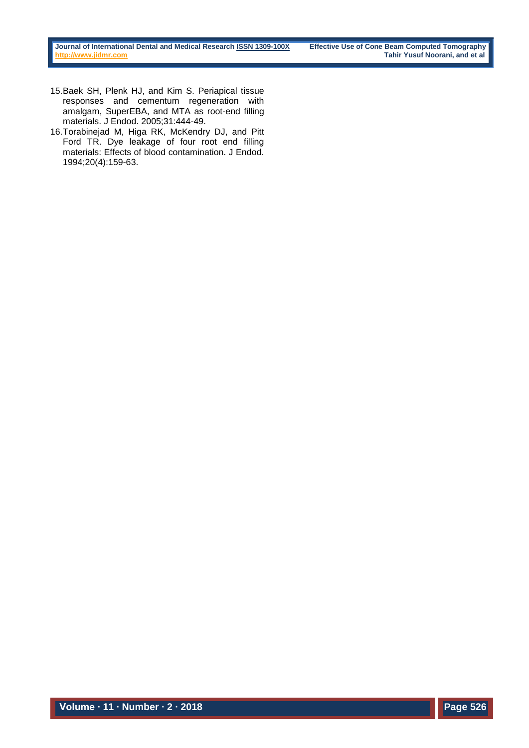15. Baek SH, Plenk HJ, and Kim S. Periapical tissue responses and cementum regeneration with amalgam, SuperEBA, and MTA as root-end filling materials. J Endod. 2005;31:444-49.
16. Torabinejad M, Higa RK, McKendry DJ, and Pitt Ford TR. Dye leakage of four root end filling materials: Effects of blood contamination. J Endod. 1994;20(4):159-63.